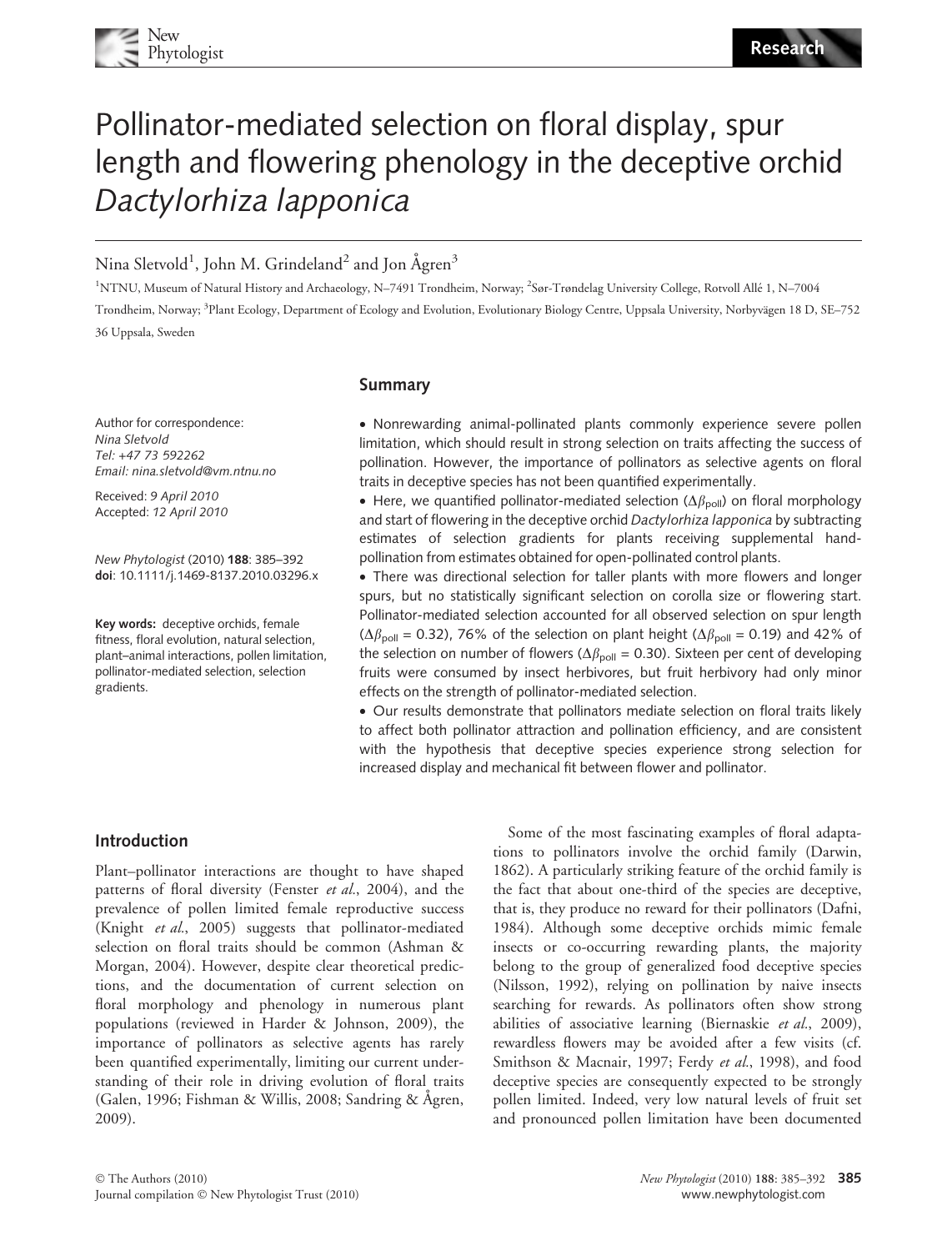# Pollinator-mediated selection on floral display, spur length and flowering phenology in the deceptive orchid *Dactylorhiza lapponica*

Nina Sletvold[1], John M. Grindeland[2] and Jon Ågren[3]

[1]NTNU, Museum of Natural History and Archaeology, N–7491 Trondheim, Norway; [2]Sør-Trøndelag University College, Rotvoll Allé 1, N–7004 Trondheim, Norway; [3]Plant Ecology, Department of Ecology and Evolution, Evolutionary Biology Centre, Uppsala University, Norbyvägen 18 D, SE–752 36 Uppsala, Sweden

Author for correspondence:
*Nina Sletvold*
*Tel: +47 73 592262*
*Email: nina.sletvold@vm.ntnu.no*

Received: *9 April 2010*
Accepted: *12 April 2010*

*New Phytologist* (2010) **188**: 385–392
**doi**: 10.1111/j.1469-8137.2010.03296.x

**Key words:** deceptive orchids, female fitness, floral evolution, natural selection, plant–animal interactions, pollen limitation, pollinator-mediated selection, selection gradients.

## Summary

- Nonrewarding animal-pollinated plants commonly experience severe pollen limitation, which should result in strong selection on traits affecting the success of pollination. However, the importance of pollinators as selective agents on floral traits in deceptive species has not been quantified experimentally.
- Here, we quantified pollinator-mediated selection ($\Delta\beta_{poll}$) on floral morphology and start of flowering in the deceptive orchid *Dactylorhiza lapponica* by subtracting estimates of selection gradients for plants receiving supplemental hand-pollination from estimates obtained for open-pollinated control plants.
- There was directional selection for taller plants with more flowers and longer spurs, but no statistically significant selection on corolla size or flowering start. Pollinator-mediated selection accounted for all observed selection on spur length ($\Delta\beta_{poll}$ = 0.32), 76% of the selection on plant height ($\Delta\beta_{poll}$ = 0.19) and 42% of the selection on number of flowers ($\Delta\beta_{poll}$ = 0.30). Sixteen per cent of developing fruits were consumed by insect herbivores, but fruit herbivory had only minor effects on the strength of pollinator-mediated selection.
- Our results demonstrate that pollinators mediate selection on floral traits likely to affect both pollinator attraction and pollination efficiency, and are consistent with the hypothesis that deceptive species experience strong selection for increased display and mechanical fit between flower and pollinator.

## Introduction

Plant–pollinator interactions are thought to have shaped patterns of floral diversity (Fenster *et al.*, 2004), and the prevalence of pollen limited female reproductive success (Knight *et al.*, 2005) suggests that pollinator-mediated selection on floral traits should be common (Ashman & Morgan, 2004). However, despite clear theoretical predictions, and the documentation of current selection on floral morphology and phenology in numerous plant populations (reviewed in Harder & Johnson, 2009), the importance of pollinators as selective agents has rarely been quantified experimentally, limiting our current understanding of their role in driving evolution of floral traits (Galen, 1996; Fishman & Willis, 2008; Sandring & Ågren, 2009).

Some of the most fascinating examples of floral adaptations to pollinators involve the orchid family (Darwin, 1862). A particularly striking feature of the orchid family is the fact that about one-third of the species are deceptive, that is, they produce no reward for their pollinators (Dafni, 1984). Although some deceptive orchids mimic female insects or co-occurring rewarding plants, the majority belong to the group of generalized food deceptive species (Nilsson, 1992), relying on pollination by naive insects searching for rewards. As pollinators often show strong abilities of associative learning (Biernaskie *et al.*, 2009), rewardless flowers may be avoided after a few visits (cf. Smithson & Macnair, 1997; Ferdy *et al.*, 1998), and food deceptive species are consequently expected to be strongly pollen limited. Indeed, very low natural levels of fruit set and pronounced pollen limitation have been documented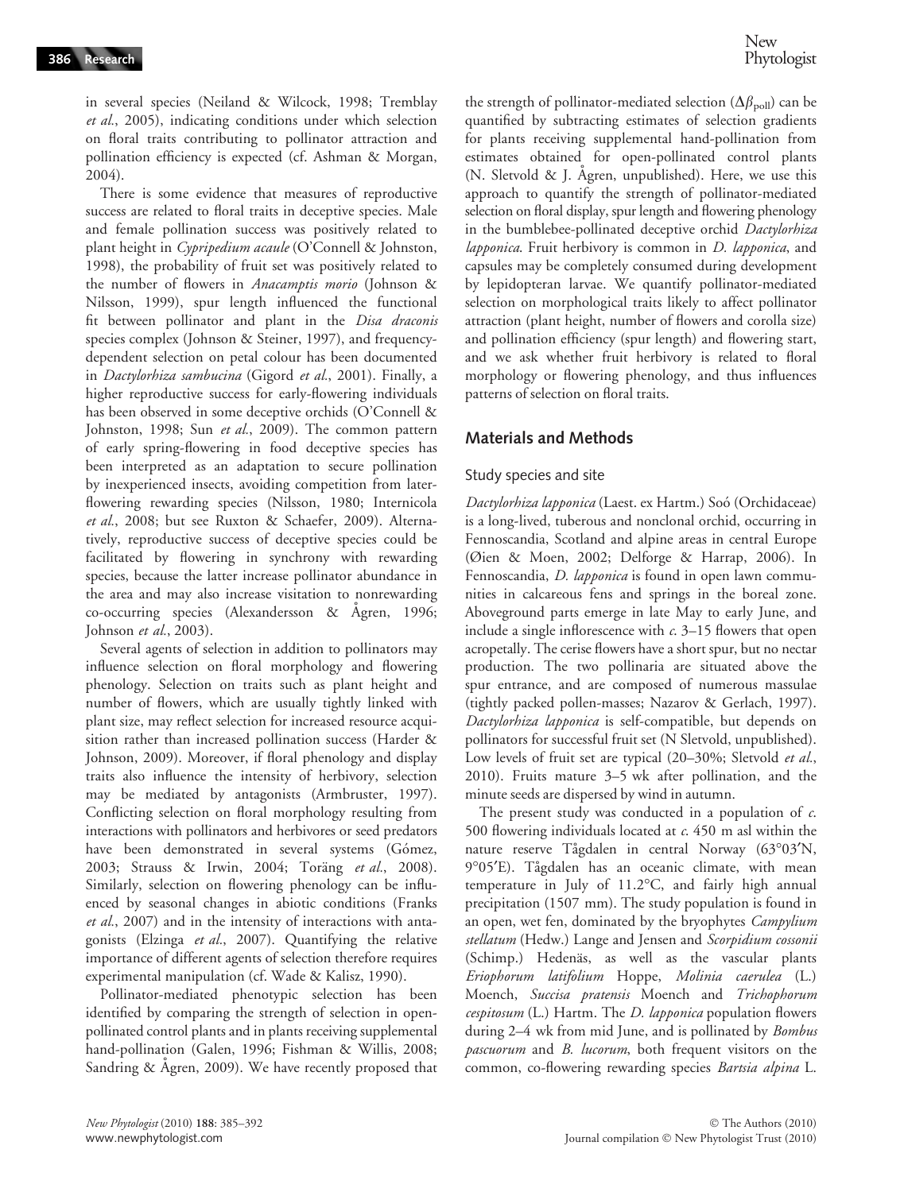in several species (Neiland & Wilcock, 1998; Tremblay *et al.*, 2005), indicating conditions under which selection on floral traits contributing to pollinator attraction and pollination efficiency is expected (cf. Ashman & Morgan, 2004).

There is some evidence that measures of reproductive success are related to floral traits in deceptive species. Male and female pollination success was positively related to plant height in *Cypripedium acaule* (O'Connell & Johnston, 1998), the probability of fruit set was positively related to the number of flowers in *Anacamptis morio* (Johnson & Nilsson, 1999), spur length influenced the functional fit between pollinator and plant in the *Disa draconis* species complex (Johnson & Steiner, 1997), and frequency-dependent selection on petal colour has been documented in *Dactylorhiza sambucina* (Gigord *et al.*, 2001). Finally, a higher reproductive success for early-flowering individuals has been observed in some deceptive orchids (O'Connell & Johnston, 1998; Sun *et al.*, 2009). The common pattern of early spring-flowering in food deceptive species has been interpreted as an adaptation to secure pollination by inexperienced insects, avoiding competition from later-flowering rewarding species (Nilsson, 1980; Internicola *et al.*, 2008; but see Ruxton & Schaefer, 2009). Alternatively, reproductive success of deceptive species could be facilitated by flowering in synchrony with rewarding species, because the latter increase pollinator abundance in the area and may also increase visitation to nonrewarding co-occurring species (Alexandersson & Ågren, 1996; Johnson *et al.*, 2003).

Several agents of selection in addition to pollinators may influence selection on floral morphology and flowering phenology. Selection on traits such as plant height and number of flowers, which are usually tightly linked with plant size, may reflect selection for increased resource acquisition rather than increased pollination success (Harder & Johnson, 2009). Moreover, if floral phenology and display traits also influence the intensity of herbivory, selection may be mediated by antagonists (Armbruster, 1997). Conflicting selection on floral morphology resulting from interactions with pollinators and herbivores or seed predators have been demonstrated in several systems (Gómez, 2003; Strauss & Irwin, 2004; Toräng *et al.*, 2008). Similarly, selection on flowering phenology can be influenced by seasonal changes in abiotic conditions (Franks *et al.*, 2007) and in the intensity of interactions with antagonists (Elzinga *et al.*, 2007). Quantifying the relative importance of different agents of selection therefore requires experimental manipulation (cf. Wade & Kalisz, 1990).

Pollinator-mediated phenotypic selection has been identified by comparing the strength of selection in open-pollinated control plants and in plants receiving supplemental hand-pollination (Galen, 1996; Fishman & Willis, 2008; Sandring & Ågren, 2009). We have recently proposed that the strength of pollinator-mediated selection ($\Delta\beta_{poll}$) can be quantified by subtracting estimates of selection gradients for plants receiving supplemental hand-pollination from estimates obtained for open-pollinated control plants (N. Sletvold & J. Ågren, unpublished). Here, we use this approach to quantify the strength of pollinator-mediated selection on floral display, spur length and flowering phenology in the bumblebee-pollinated deceptive orchid *Dactylorhiza lapponica*. Fruit herbivory is common in *D. lapponica*, and capsules may be completely consumed during development by lepidopteran larvae. We quantify pollinator-mediated selection on morphological traits likely to affect pollinator attraction (plant height, number of flowers and corolla size) and pollination efficiency (spur length) and flowering start, and we ask whether fruit herbivory is related to floral morphology or flowering phenology, and thus influences patterns of selection on floral traits.

## Materials and Methods

### Study species and site

*Dactylorhiza lapponica* (Laest. ex Hartm.) Soó (Orchidaceae) is a long-lived, tuberous and nonclonal orchid, occurring in Fennoscandia, Scotland and alpine areas in central Europe (Øien & Moen, 2002; Delforge & Harrap, 2006). In Fennoscandia, *D. lapponica* is found in open lawn communities in calcareous fens and springs in the boreal zone. Aboveground parts emerge in late May to early June, and include a single inflorescence with *c.* 3–15 flowers that open acropetally. The cerise flowers have a short spur, but no nectar production. The two pollinaria are situated above the spur entrance, and are composed of numerous massulae (tightly packed pollen-masses; Nazarov & Gerlach, 1997). *Dactylorhiza lapponica* is self-compatible, but depends on pollinators for successful fruit set (N Sletvold, unpublished). Low levels of fruit set are typical (20–30%; Sletvold *et al.*, 2010). Fruits mature 3–5 wk after pollination, and the minute seeds are dispersed by wind in autumn.

The present study was conducted in a population of *c.* 500 flowering individuals located at *c.* 450 m asl within the nature reserve Tågdalen in central Norway (63°03′N, 9°05′E). Tågdalen has an oceanic climate, with mean temperature in July of 11.2°C, and fairly high annual precipitation (1507 mm). The study population is found in an open, wet fen, dominated by the bryophytes *Campylium stellatum* (Hedw.) Lange and Jensen and *Scorpidium cossonii* (Schimp.) Hedenäs, as well as the vascular plants *Eriophorum latifolium* Hoppe, *Molinia caerulea* (L.) Moench, *Succisa pratensis* Moench and *Trichophorum cespitosum* (L.) Hartm. The *D. lapponica* population flowers during 2–4 wk from mid June, and is pollinated by *Bombus pascuorum* and *B. lucorum*, both frequent visitors on the common, co-flowering rewarding species *Bartsia alpina* L.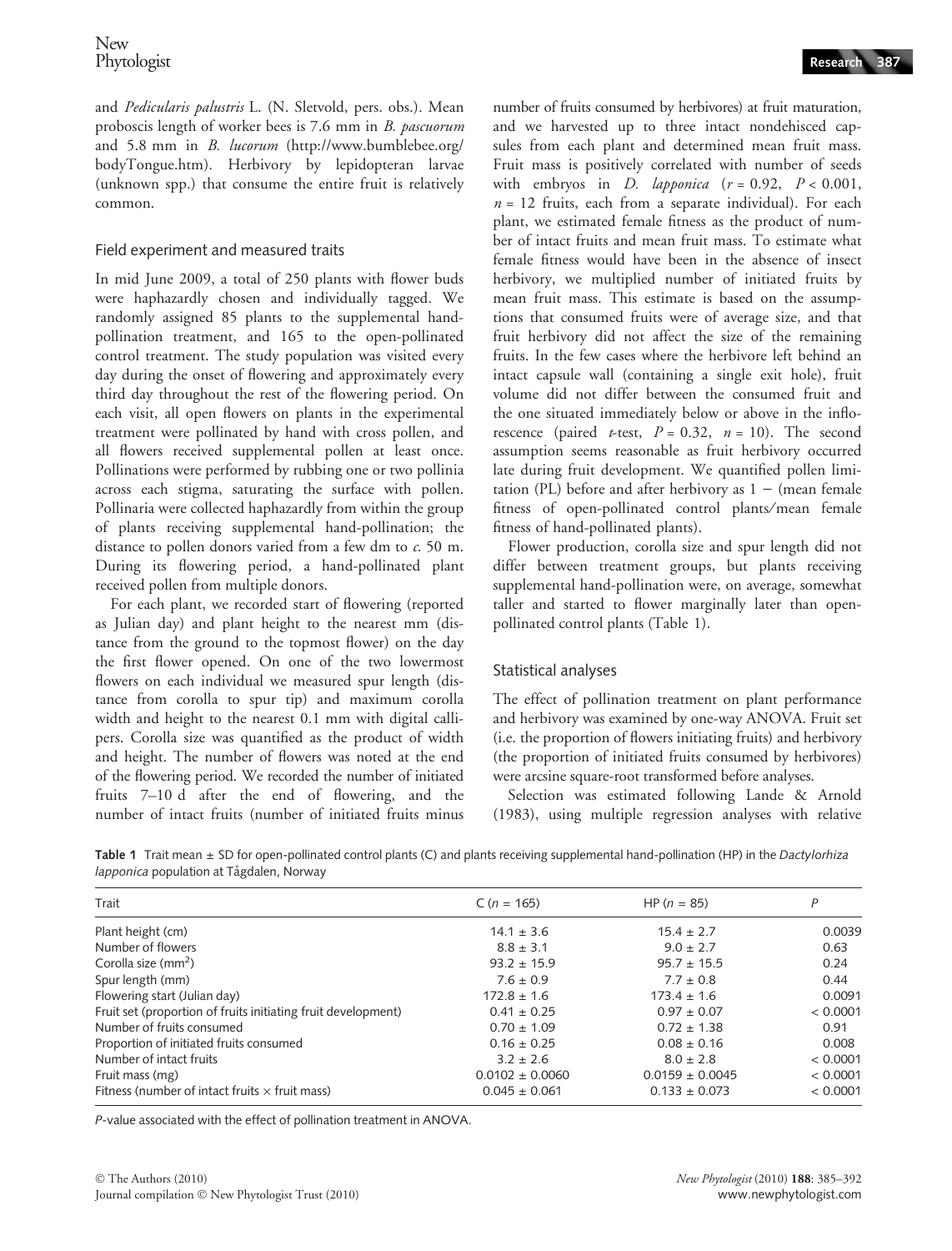and *Pedicularis palustris* L. (N. Sletvold, pers. obs.). Mean proboscis length of worker bees is 7.6 mm in *B. pascuorum* and 5.8 mm in *B. lucorum* (http://www.bumblebee.org/bodyTongue.htm). Herbivory by lepidopteran larvae (unknown spp.) that consume the entire fruit is relatively common.

### Field experiment and measured traits

In mid June 2009, a total of 250 plants with flower buds were haphazardly chosen and individually tagged. We randomly assigned 85 plants to the supplemental hand-pollination treatment, and 165 to the open-pollinated control treatment. The study population was visited every day during the onset of flowering and approximately every third day throughout the rest of the flowering period. On each visit, all open flowers on plants in the experimental treatment were pollinated by hand with cross pollen, and all flowers received supplemental pollen at least once. Pollinations were performed by rubbing one or two pollinia across each stigma, saturating the surface with pollen. Pollinaria were collected haphazardly from within the group of plants receiving supplemental hand-pollination; the distance to pollen donors varied from a few dm to *c.* 50 m. During its flowering period, a hand-pollinated plant received pollen from multiple donors.

For each plant, we recorded start of flowering (reported as Julian day) and plant height to the nearest mm (distance from the ground to the topmost flower) on the day the first flower opened. On one of the two lowermost flowers on each individual we measured spur length (distance from corolla to spur tip) and maximum corolla width and height to the nearest 0.1 mm with digital callipers. Corolla size was quantified as the product of width and height. The number of flowers was noted at the end of the flowering period. We recorded the number of initiated fruits 7–10 d after the end of flowering, and the number of intact fruits (number of initiated fruits minus number of fruits consumed by herbivores) at fruit maturation, and we harvested up to three intact nondehisced capsules from each plant and determined mean fruit mass. Fruit mass is positively correlated with number of seeds with embryos in *D. lapponica* ($r = 0.92$, $P < 0.001$, $n = 12$ fruits, each from a separate individual). For each plant, we estimated female fitness as the product of number of intact fruits and mean fruit mass. To estimate what female fitness would have been in the absence of insect herbivory, we multiplied number of initiated fruits by mean fruit mass. This estimate is based on the assumptions that consumed fruits were of average size, and that fruit herbivory did not affect the size of the remaining fruits. In the few cases where the herbivore left behind an intact capsule wall (containing a single exit hole), fruit volume did not differ between the consumed fruit and the one situated immediately below or above in the inflorescence (paired *t*-test, $P = 0.32$, $n = 10$). The second assumption seems reasonable as fruit herbivory occurred late during fruit development. We quantified pollen limitation (PL) before and after herbivory as 1 − (mean female fitness of open-pollinated control plants/mean female fitness of hand-pollinated plants).

Flower production, corolla size and spur length did not differ between treatment groups, but plants receiving supplemental hand-pollination were, on average, somewhat taller and started to flower marginally later than open-pollinated control plants (Table 1).

### Statistical analyses

The effect of pollination treatment on plant performance and herbivory was examined by one-way ANOVA. Fruit set (i.e. the proportion of flowers initiating fruits) and herbivory (the proportion of initiated fruits consumed by herbivores) were arcsine square-root transformed before analyses.

Selection was estimated following Lande & Arnold (1983), using multiple regression analyses with relative

**Table 1** Trait mean ± SD for open-pollinated control plants (C) and plants receiving supplemental hand-pollination (HP) in the *Dactylorhiza lapponica* population at Tågdalen, Norway

| Trait | C ($n$ = 165) | HP ($n$ = 85) | $P$ |
|---|---|---|---|
| Plant height (cm) | 14.1 ± 3.6 | 15.4 ± 2.7 | 0.0039 |
| Number of flowers | 8.8 ± 3.1 | 9.0 ± 2.7 | 0.63 |
| Corolla size (mm$^2$) | 93.2 ± 15.9 | 95.7 ± 15.5 | 0.24 |
| Spur length (mm) | 7.6 ± 0.9 | 7.7 ± 0.8 | 0.44 |
| Flowering start (Julian day) | 172.8 ± 1.6 | 173.4 ± 1.6 | 0.0091 |
| Fruit set (proportion of fruits initiating fruit development) | 0.41 ± 0.25 | 0.97 ± 0.07 | < 0.0001 |
| Number of fruits consumed | 0.70 ± 1.09 | 0.72 ± 1.38 | 0.91 |
| Proportion of initiated fruits consumed | 0.16 ± 0.25 | 0.08 ± 0.16 | 0.008 |
| Number of intact fruits | 3.2 ± 2.6 | 8.0 ± 2.8 | < 0.0001 |
| Fruit mass (mg) | 0.0102 ± 0.0060 | 0.0159 ± 0.0045 | < 0.0001 |
| Fitness (number of intact fruits × fruit mass) | 0.045 ± 0.061 | 0.133 ± 0.073 | < 0.0001 |

$P$-value associated with the effect of pollination treatment in ANOVA.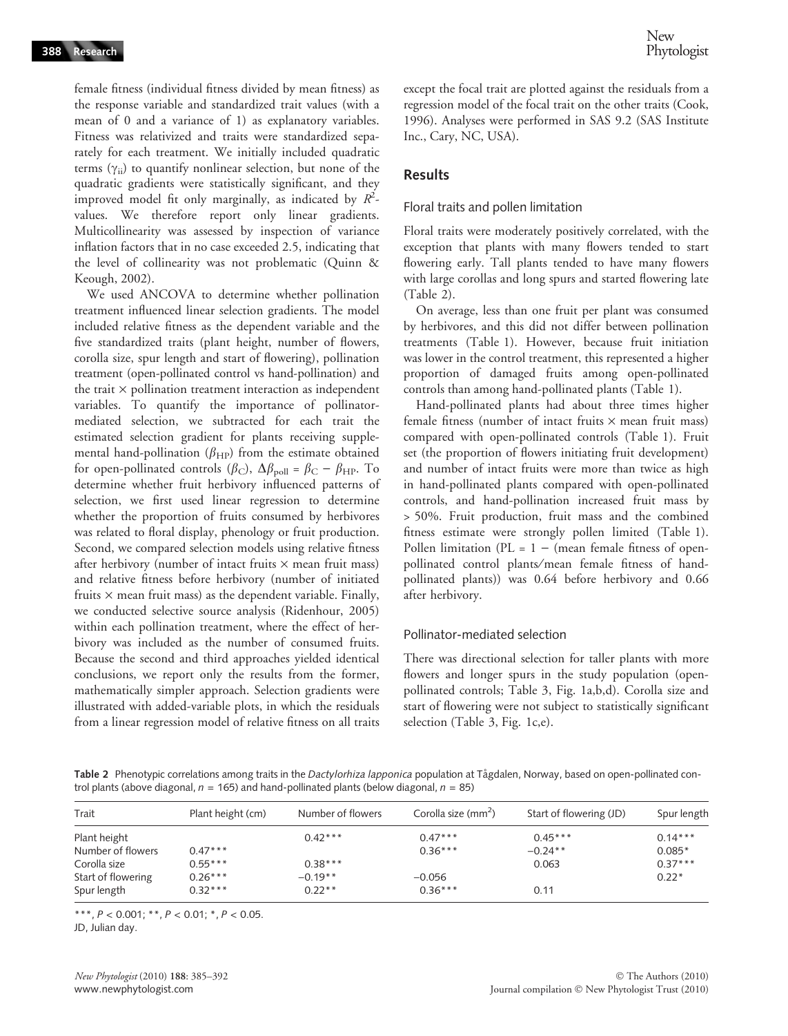female fitness (individual fitness divided by mean fitness) as the response variable and standardized trait values (with a mean of 0 and a variance of 1) as explanatory variables. Fitness was relativized and traits were standardized separately for each treatment. We initially included quadratic terms ($\gamma_{ii}$) to quantify nonlinear selection, but none of the quadratic gradients were statistically significant, and they improved model fit only marginally, as indicated by $R^2$-values. We therefore report only linear gradients. Multicollinearity was assessed by inspection of variance inflation factors that in no case exceeded 2.5, indicating that the level of collinearity was not problematic (Quinn & Keough, 2002).

We used ANCOVA to determine whether pollination treatment influenced linear selection gradients. The model included relative fitness as the dependent variable and the five standardized traits (plant height, number of flowers, corolla size, spur length and start of flowering), pollination treatment (open-pollinated control vs hand-pollination) and the trait × pollination treatment interaction as independent variables. To quantify the importance of pollinator-mediated selection, we subtracted for each trait the estimated selection gradient for plants receiving supplemental hand-pollination ($\beta_{HP}$) from the estimate obtained for open-pollinated controls ($\beta_C$), $\Delta\beta_{poll} = \beta_C - \beta_{HP}$. To determine whether fruit herbivory influenced patterns of selection, we first used linear regression to determine whether the proportion of fruits consumed by herbivores was related to floral display, phenology or fruit production. Second, we compared selection models using relative fitness after herbivory (number of intact fruits × mean fruit mass) and relative fitness before herbivory (number of initiated fruits × mean fruit mass) as the dependent variable. Finally, we conducted selective source analysis (Ridenhour, 2005) within each pollination treatment, where the effect of herbivory was included as the number of consumed fruits. Because the second and third approaches yielded identical conclusions, we report only the results from the former, mathematically simpler approach. Selection gradients were illustrated with added-variable plots, in which the residuals from a linear regression model of relative fitness on all traits except the focal trait are plotted against the residuals from a regression model of the focal trait on the other traits (Cook, 1996). Analyses were performed in SAS 9.2 (SAS Institute Inc., Cary, NC, USA).

## Results

### Floral traits and pollen limitation

Floral traits were moderately positively correlated, with the exception that plants with many flowers tended to start flowering early. Tall plants tended to have many flowers with large corollas and long spurs and started flowering late (Table 2).

On average, less than one fruit per plant was consumed by herbivores, and this did not differ between pollination treatments (Table 1). However, because fruit initiation was lower in the control treatment, this represented a higher proportion of damaged fruits among open-pollinated controls than among hand-pollinated plants (Table 1).

Hand-pollinated plants had about three times higher female fitness (number of intact fruits × mean fruit mass) compared with open-pollinated controls (Table 1). Fruit set (the proportion of flowers initiating fruit development) and number of intact fruits were more than twice as high in hand-pollinated plants compared with open-pollinated controls, and hand-pollination increased fruit mass by > 50%. Fruit production, fruit mass and the combined fitness estimate were strongly pollen limited (Table 1). Pollen limitation (PL = 1 − (mean female fitness of open-pollinated control plants/mean female fitness of hand-pollinated plants)) was 0.64 before herbivory and 0.66 after herbivory.

### Pollinator-mediated selection

There was directional selection for taller plants with more flowers and longer spurs in the study population (open-pollinated controls; Table 3, Fig. 1a,b,d). Corolla size and start of flowering were not subject to statistically significant selection (Table 3, Fig. 1c,e).

**Table 2** Phenotypic correlations among traits in the *Dactylorhiza lapponica* population at Tågdalen, Norway, based on open-pollinated control plants (above diagonal, $n$ = 165) and hand-pollinated plants (below diagonal, $n$ = 85)

| Trait | Plant height (cm) | Number of flowers | Corolla size (mm$^2$) | Start of flowering (JD) | Spur length |
|---|---|---|---|---|---|
| Plant height | | 0.42*** | 0.47*** | 0.45*** | 0.14*** |
| Number of flowers | 0.47*** | | 0.36*** | −0.24** | 0.085* |
| Corolla size | 0.55*** | 0.38*** | | 0.063 | 0.37*** |
| Start of flowering | 0.26*** | −0.19** | −0.056 | | 0.22* |
| Spur length | 0.32*** | 0.22** | 0.36*** | 0.11 | |

***, $P$ < 0.001; **, $P$ < 0.01; *, $P$ < 0.05.
JD, Julian day.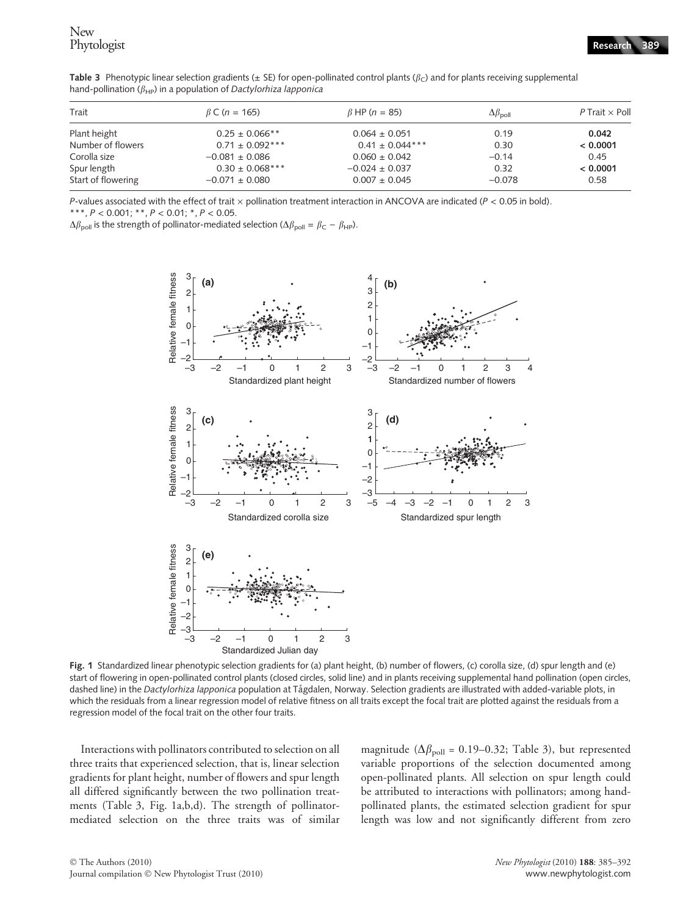**Table 3** Phenotypic linear selection gradients (± SE) for open-pollinated control plants ($\beta_C$) and for plants receiving supplemental hand-pollination ($\beta_{HP}$) in a population of *Dactylorhiza lapponica*

| Trait | $\beta$ C ($n$ = 165) | $\beta$ HP ($n$ = 85) | $\Delta\beta_{poll}$ | $P$ Trait × Poll |
|---|---|---|---|---|
| Plant height | 0.25 ± 0.066** | 0.064 ± 0.051 | 0.19 | **0.042** |
| Number of flowers | 0.71 ± 0.092*** | 0.41 ± 0.044*** | 0.30 | **< 0.0001** |
| Corolla size | −0.081 ± 0.086 | 0.060 ± 0.042 | −0.14 | 0.45 |
| Spur length | 0.30 ± 0.068*** | −0.024 ± 0.037 | 0.32 | **< 0.0001** |
| Start of flowering | −0.071 ± 0.080 | 0.007 ± 0.045 | −0.078 | 0.58 |

$P$-values associated with the effect of trait × pollination treatment interaction in ANCOVA are indicated ($P$ < 0.05 in bold).
***, $P$ < 0.001; **, $P$ < 0.01; *, $P$ < 0.05.
$\Delta\beta_{poll}$ is the strength of pollinator-mediated selection ($\Delta\beta_{poll} = \beta_C - \beta_{HP}$).

**Fig. 1** Standardized linear phenotypic selection gradients for (a) plant height, (b) number of flowers, (c) corolla size, (d) spur length and (e) start of flowering in open-pollinated control plants (closed circles, solid line) and in plants receiving supplemental hand pollination (open circles, dashed line) in the *Dactylorhiza lapponica* population at Tågdalen, Norway. Selection gradients are illustrated with added-variable plots, in which the residuals from a linear regression model of relative fitness on all traits except the focal trait are plotted against the residuals from a regression model of the focal trait on the other four traits.

Interactions with pollinators contributed to selection on all three traits that experienced selection, that is, linear selection gradients for plant height, number of flowers and spur length all differed significantly between the two pollination treatments (Table 3, Fig. 1a,b,d). The strength of pollinator-mediated selection on the three traits was of similar magnitude ($\Delta\beta_{poll}$ = 0.19–0.32; Table 3), but represented variable proportions of the selection documented among open-pollinated plants. All selection on spur length could be attributed to interactions with pollinators; among hand-pollinated plants, the estimated selection gradient for spur length was low and not significantly different from zero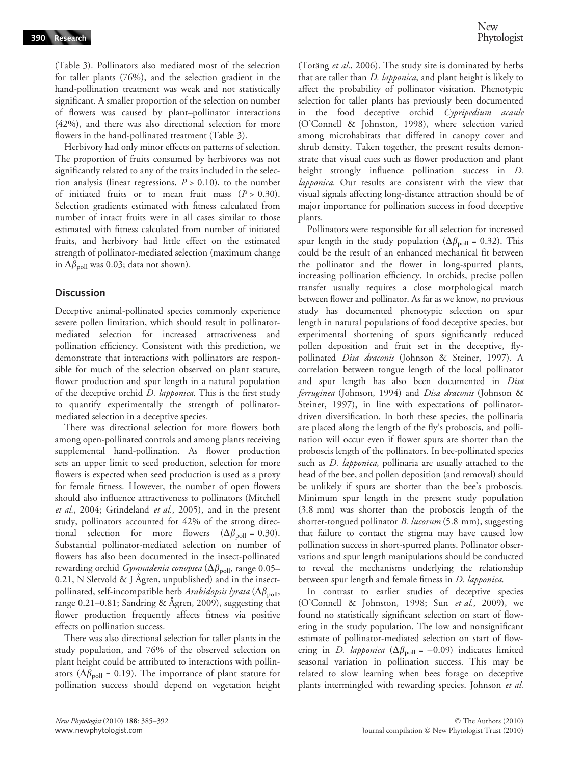(Table 3). Pollinators also mediated most of the selection for taller plants (76%), and the selection gradient in the hand-pollination treatment was weak and not statistically significant. A smaller proportion of the selection on number of flowers was caused by plant–pollinator interactions (42%), and there was also directional selection for more flowers in the hand-pollinated treatment (Table 3).

Herbivory had only minor effects on patterns of selection. The proportion of fruits consumed by herbivores was not significantly related to any of the traits included in the selection analysis (linear regressions, $P > 0.10$), to the number of initiated fruits or to mean fruit mass ($P > 0.30$). Selection gradients estimated with fitness calculated from number of intact fruits were in all cases similar to those estimated with fitness calculated from number of initiated fruits, and herbivory had little effect on the estimated strength of pollinator-mediated selection (maximum change in $\Delta\beta_{poll}$ was 0.03; data not shown).

## Discussion

Deceptive animal-pollinated species commonly experience severe pollen limitation, which should result in pollinator-mediated selection for increased attractiveness and pollination efficiency. Consistent with this prediction, we demonstrate that interactions with pollinators are responsible for much of the selection observed on plant stature, flower production and spur length in a natural population of the deceptive orchid *D. lapponica*. This is the first study to quantify experimentally the strength of pollinator-mediated selection in a deceptive species.

There was directional selection for more flowers both among open-pollinated controls and among plants receiving supplemental hand-pollination. As flower production sets an upper limit to seed production, selection for more flowers is expected when seed production is used as a proxy for female fitness. However, the number of open flowers should also influence attractiveness to pollinators (Mitchell *et al*., 2004; Grindeland *et al*., 2005), and in the present study, pollinators accounted for 42% of the strong directional selection for more flowers ($\Delta\beta_{poll} = 0.30$). Substantial pollinator-mediated selection on number of flowers has also been documented in the insect-pollinated rewarding orchid *Gymnadenia conopsea* ($\Delta\beta_{poll}$, range 0.05–0.21, N Sletvold & J Ågren, unpublished) and in the insect-pollinated, self-incompatible herb *Arabidopsis lyrata* ($\Delta\beta_{poll}$, range 0.21–0.81; Sandring & Ågren, 2009), suggesting that flower production frequently affects fitness via positive effects on pollination success.

There was also directional selection for taller plants in the study population, and 76% of the observed selection on plant height could be attributed to interactions with pollinators ($\Delta\beta_{poll} = 0.19$). The importance of plant stature for pollination success should depend on vegetation height (Toräng *et al*., 2006). The study site is dominated by herbs that are taller than *D. lapponica*, and plant height is likely to affect the probability of pollinator visitation. Phenotypic selection for taller plants has previously been documented in the food deceptive orchid *Cypripedium acaule* (O'Connell & Johnston, 1998), where selection varied among microhabitats that differed in canopy cover and shrub density. Taken together, the present results demonstrate that visual cues such as flower production and plant height strongly influence pollination success in *D. lapponica*. Our results are consistent with the view that visual signals affecting long-distance attraction should be of major importance for pollination success in food deceptive plants.

Pollinators were responsible for all selection for increased spur length in the study population ($\Delta\beta_{poll} = 0.32$). This could be the result of an enhanced mechanical fit between the pollinator and the flower in long-spurred plants, increasing pollination efficiency. In orchids, precise pollen transfer usually requires a close morphological match between flower and pollinator. As far as we know, no previous study has documented phenotypic selection on spur length in natural populations of food deceptive species, but experimental shortening of spurs significantly reduced pollen deposition and fruit set in the deceptive, fly-pollinated *Disa draconis* (Johnson & Steiner, 1997). A correlation between tongue length of the local pollinator and spur length has also been documented in *Disa ferruginea* (Johnson, 1994) and *Disa draconis* (Johnson & Steiner, 1997), in line with expectations of pollinator-driven diversification. In both these species, the pollinaria are placed along the length of the fly's proboscis, and pollination will occur even if flower spurs are shorter than the proboscis length of the pollinators. In bee-pollinated species such as *D. lapponica*, pollinaria are usually attached to the head of the bee, and pollen deposition (and removal) should be unlikely if spurs are shorter than the bee's proboscis. Minimum spur length in the present study population (3.8 mm) was shorter than the proboscis length of the shorter-tongued pollinator *B. lucorum* (5.8 mm), suggesting that failure to contact the stigma may have caused low pollination success in short-spurred plants. Pollinator observations and spur length manipulations should be conducted to reveal the mechanisms underlying the relationship between spur length and female fitness in *D. lapponica*.

In contrast to earlier studies of deceptive species (O'Connell & Johnston, 1998; Sun *et al*., 2009), we found no statistically significant selection on start of flowering in the study population. The low and nonsignificant estimate of pollinator-mediated selection on start of flowering in *D. lapponica* ($\Delta\beta_{poll} = -0.09$) indicates limited seasonal variation in pollination success. This may be related to slow learning when bees forage on deceptive plants intermingled with rewarding species. Johnson *et al*.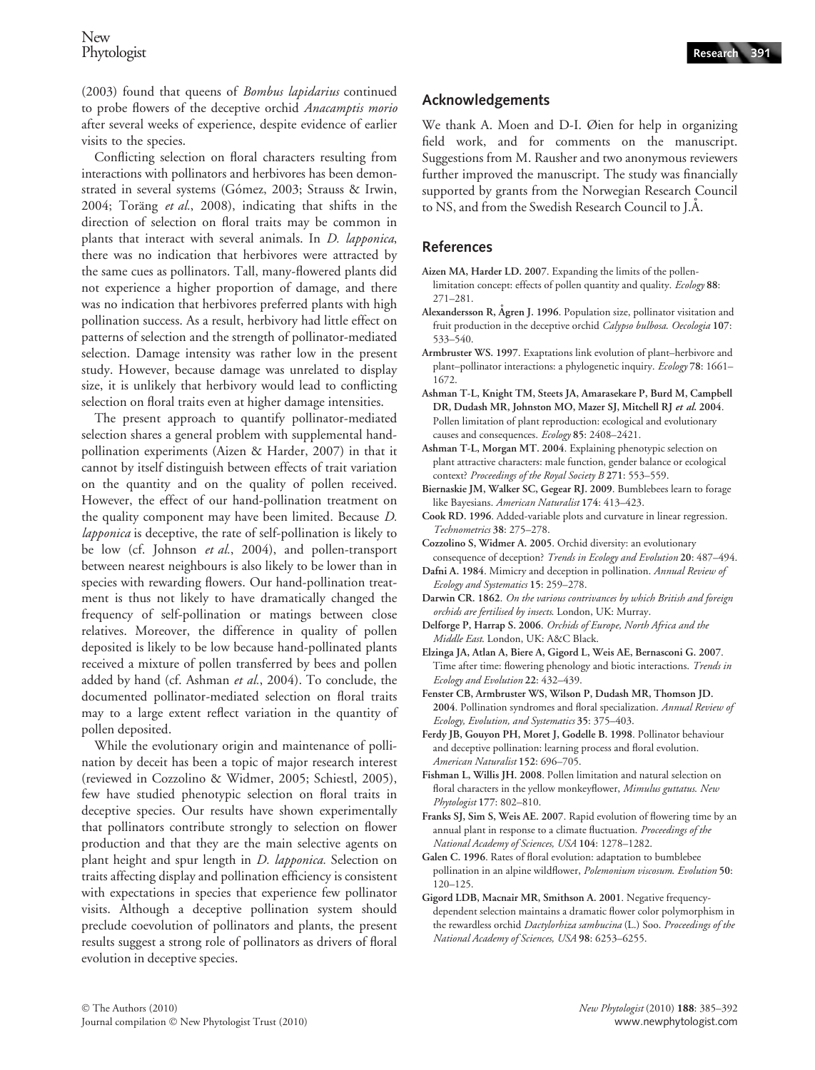(2003) found that queens of *Bombus lapidarius* continued to probe flowers of the deceptive orchid *Anacamptis morio* after several weeks of experience, despite evidence of earlier visits to the species.

Conflicting selection on floral characters resulting from interactions with pollinators and herbivores has been demonstrated in several systems (Gómez, 2003; Strauss & Irwin, 2004; Toräng *et al.*, 2008), indicating that shifts in the direction of selection on floral traits may be common in plants that interact with several animals. In *D. lapponica*, there was no indication that herbivores were attracted by the same cues as pollinators. Tall, many-flowered plants did not experience a higher proportion of damage, and there was no indication that herbivores preferred plants with high pollination success. As a result, herbivory had little effect on patterns of selection and the strength of pollinator-mediated selection. Damage intensity was rather low in the present study. However, because damage was unrelated to display size, it is unlikely that herbivory would lead to conflicting selection on floral traits even at higher damage intensities.

The present approach to quantify pollinator-mediated selection shares a general problem with supplemental hand-pollination experiments (Aizen & Harder, 2007) in that it cannot by itself distinguish between effects of trait variation on the quantity and on the quality of pollen received. However, the effect of our hand-pollination treatment on the quality component may have been limited. Because *D. lapponica* is deceptive, the rate of self-pollination is likely to be low (cf. Johnson *et al.*, 2004), and pollen-transport between nearest neighbours is also likely to be lower than in species with rewarding flowers. Our hand-pollination treatment is thus not likely to have dramatically changed the frequency of self-pollination or matings between close relatives. Moreover, the difference in quality of pollen deposited is likely to be low because hand-pollinated plants received a mixture of pollen transferred by bees and pollen added by hand (cf. Ashman *et al.*, 2004). To conclude, the documented pollinator-mediated selection on floral traits may to a large extent reflect variation in the quantity of pollen deposited.

While the evolutionary origin and maintenance of pollination by deceit has been a topic of major research interest (reviewed in Cozzolino & Widmer, 2005; Schiestl, 2005), few have studied phenotypic selection on floral traits in deceptive species. Our results have shown experimentally that pollinators contribute strongly to selection on flower production and that they are the main selective agents on plant height and spur length in *D. lapponica.* Selection on traits affecting display and pollination efficiency is consistent with expectations in species that experience few pollinator visits. Although a deceptive pollination system should preclude coevolution of pollinators and plants, the present results suggest a strong role of pollinators as drivers of floral evolution in deceptive species.

## Acknowledgements

We thank A. Moen and D-I. Øien for help in organizing field work, and for comments on the manuscript. Suggestions from M. Rausher and two anonymous reviewers further improved the manuscript. The study was financially supported by grants from the Norwegian Research Council to NS, and from the Swedish Research Council to J.Å.

## References

**Aizen MA, Harder LD. 2007**. Expanding the limits of the pollen-limitation concept: effects of pollen quantity and quality. *Ecology* **88**: 271–281.

**Alexandersson R, Ågren J. 1996**. Population size, pollinator visitation and fruit production in the deceptive orchid *Calypso bulbosa. Oecologia* **107**: 533–540.

**Armbruster WS. 1997**. Exaptations link evolution of plant–herbivore and plant–pollinator interactions: a phylogenetic inquiry. *Ecology* **78**: 1661–1672.

**Ashman T-L, Knight TM, Steets JA, Amarasekare P, Burd M, Campbell DR, Dudash MR, Johnston MO, Mazer SJ, Mitchell RJ *et al.* 2004**. Pollen limitation of plant reproduction: ecological and evolutionary causes and consequences. *Ecology* **85**: 2408–2421.

**Ashman T-L, Morgan MT. 2004**. Explaining phenotypic selection on plant attractive characters: male function, gender balance or ecological context? *Proceedings of the Royal Society B* **271**: 553–559.

**Biernaskie JM, Walker SC, Gegear RJ. 2009**. Bumblebees learn to forage like Bayesians. *American Naturalist* **174**: 413–423.

**Cook RD. 1996**. Added-variable plots and curvature in linear regression. *Technometrics* **38**: 275–278.

**Cozzolino S, Widmer A. 2005**. Orchid diversity: an evolutionary consequence of deception? *Trends in Ecology and Evolution* **20**: 487–494.

**Dafni A. 1984**. Mimicry and deception in pollination. *Annual Review of Ecology and Systematics* **15**: 259–278.

**Darwin CR. 1862**. *On the various contrivances by which British and foreign orchids are fertilised by insects.* London, UK: Murray.

**Delforge P, Harrap S. 2006**. *Orchids of Europe, North Africa and the Middle East.* London, UK: A&C Black.

**Elzinga JA, Atlan A, Biere A, Gigord L, Weis AE, Bernasconi G. 2007**. Time after time: flowering phenology and biotic interactions. *Trends in Ecology and Evolution* **22**: 432–439.

**Fenster CB, Armbruster WS, Wilson P, Dudash MR, Thomson JD. 2004**. Pollination syndromes and floral specialization. *Annual Review of Ecology, Evolution, and Systematics* **35**: 375–403.

**Ferdy JB, Gouyon PH, Moret J, Godelle B. 1998**. Pollinator behaviour and deceptive pollination: learning process and floral evolution. *American Naturalist* **152**: 696–705.

**Fishman L, Willis JH. 2008**. Pollen limitation and natural selection on floral characters in the yellow monkeyflower, *Mimulus guttatus. New Phytologist* **177**: 802–810.

**Franks SJ, Sim S, Weis AE. 2007**. Rapid evolution of flowering time by an annual plant in response to a climate fluctuation. *Proceedings of the National Academy of Sciences, USA* **104**: 1278–1282.

**Galen C. 1996**. Rates of floral evolution: adaptation to bumblebee pollination in an alpine wildflower, *Polemonium viscosum. Evolution* **50**: 120–125.

**Gigord LDB, Macnair MR, Smithson A. 2001**. Negative frequency-dependent selection maintains a dramatic flower color polymorphism in the rewardless orchid *Dactylorhiza sambucina* (L.) Soo. *Proceedings of the National Academy of Sciences, USA* **98**: 6253–6255.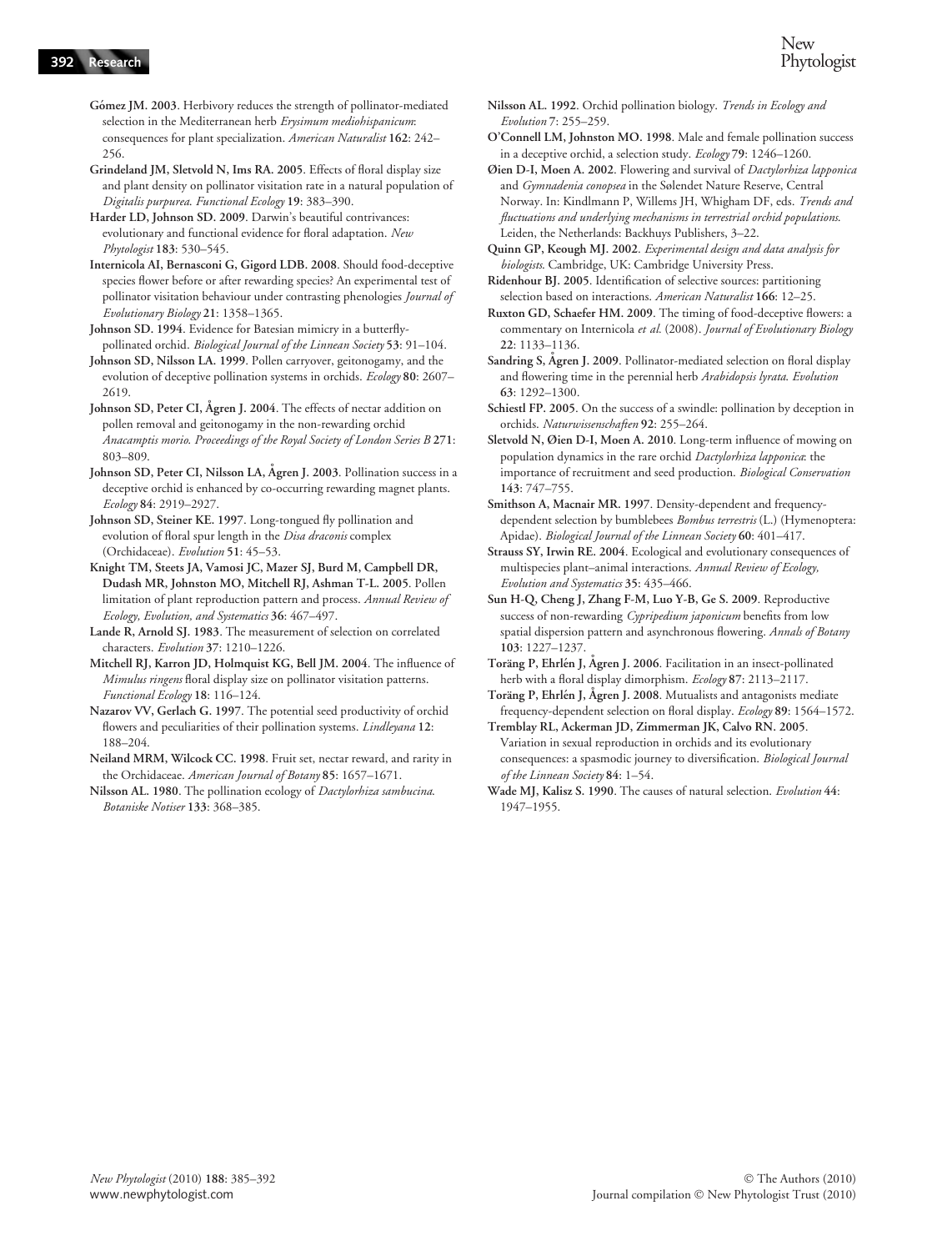**Gómez JM. 2003**. Herbivory reduces the strength of pollinator-mediated selection in the Mediterranean herb *Erysimum mediohispanicum*: consequences for plant specialization. *American Naturalist* **162**: 242–256.

**Grindeland JM, Sletvold N, Ims RA. 2005**. Effects of floral display size and plant density on pollinator visitation rate in a natural population of *Digitalis purpurea*. *Functional Ecology* **19**: 383–390.

**Harder LD, Johnson SD. 2009**. Darwin's beautiful contrivances: evolutionary and functional evidence for floral adaptation. *New Phytologist* **183**: 530–545.

**Internicola AI, Bernasconi G, Gigord LDB. 2008**. Should food-deceptive species flower before or after rewarding species? An experimental test of pollinator visitation behaviour under contrasting phenologies *Journal of Evolutionary Biology* **21**: 1358–1365.

**Johnson SD. 1994**. Evidence for Batesian mimicry in a butterfly-pollinated orchid. *Biological Journal of the Linnean Society* **53**: 91–104.

**Johnson SD, Nilsson LA. 1999**. Pollen carryover, geitonogamy, and the evolution of deceptive pollination systems in orchids. *Ecology* **80**: 2607–2619.

**Johnson SD, Peter CI, Ågren J. 2004**. The effects of nectar addition on pollen removal and geitonogamy in the non-rewarding orchid *Anacamptis morio. Proceedings of the Royal Society of London Series B* **271**: 803–809.

**Johnson SD, Peter CI, Nilsson LA, Ågren J. 2003**. Pollination success in a deceptive orchid is enhanced by co-occurring rewarding magnet plants. *Ecology* **84**: 2919–2927.

**Johnson SD, Steiner KE. 1997**. Long-tongued fly pollination and evolution of floral spur length in the *Disa draconis* complex (Orchidaceae). *Evolution* **51**: 45–53.

**Knight TM, Steets JA, Vamosi JC, Mazer SJ, Burd M, Campbell DR, Dudash MR, Johnston MO, Mitchell RJ, Ashman T-L. 2005**. Pollen limitation of plant reproduction pattern and process. *Annual Review of Ecology, Evolution, and Systematics* **36**: 467–497.

**Lande R, Arnold SJ. 1983**. The measurement of selection on correlated characters. *Evolution* **37**: 1210–1226.

**Mitchell RJ, Karron JD, Holmquist KG, Bell JM. 2004**. The influence of *Mimulus ringens* floral display size on pollinator visitation patterns. *Functional Ecology* **18**: 116–124.

**Nazarov VV, Gerlach G. 1997**. The potential seed productivity of orchid flowers and peculiarities of their pollination systems. *Lindleyana* **12**: 188–204.

**Neiland MRM, Wilcock CC. 1998**. Fruit set, nectar reward, and rarity in the Orchidaceae. *American Journal of Botany* **85**: 1657–1671.

**Nilsson AL. 1980**. The pollination ecology of *Dactylorhiza sambucina*. *Botaniske Notiser* **133**: 368–385.

**Nilsson AL. 1992**. Orchid pollination biology. *Trends in Ecology and Evolution* **7**: 255–259.

**O'Connell LM, Johnston MO. 1998**. Male and female pollination success in a deceptive orchid, a selection study. *Ecology* **79**: 1246–1260.

**Øien D-I, Moen A. 2002**. Flowering and survival of *Dactylorhiza lapponica* and *Gymnadenia conopsea* in the Sølendet Nature Reserve, Central Norway. In: Kindlmann P, Willems JH, Whigham DF, eds. *Trends and fluctuations and underlying mechanisms in terrestrial orchid populations*. Leiden, the Netherlands: Backhuys Publishers, 3–22.

**Quinn GP, Keough MJ. 2002**. *Experimental design and data analysis for biologists*. Cambridge, UK: Cambridge University Press.

**Ridenhour BJ. 2005**. Identification of selective sources: partitioning selection based on interactions. *American Naturalist* **166**: 12–25.

**Ruxton GD, Schaefer HM. 2009**. The timing of food-deceptive flowers: a commentary on Internicola *et al.* (2008). *Journal of Evolutionary Biology* **22**: 1133–1136.

**Sandring S, Ågren J. 2009**. Pollinator-mediated selection on floral display and flowering time in the perennial herb *Arabidopsis lyrata*. *Evolution* **63**: 1292–1300.

**Schiestl FP. 2005**. On the success of a swindle: pollination by deception in orchids. *Naturwissenschaften* **92**: 255–264.

**Sletvold N, Øien D-I, Moen A. 2010**. Long-term influence of mowing on population dynamics in the rare orchid *Dactylorhiza lapponica*: the importance of recruitment and seed production. *Biological Conservation* **143**: 747–755.

**Smithson A, Macnair MR. 1997**. Density-dependent and frequency-dependent selection by bumblebees *Bombus terrestris* (L.) (Hymenoptera: Apidae). *Biological Journal of the Linnean Society* **60**: 401–417.

**Strauss SY, Irwin RE. 2004**. Ecological and evolutionary consequences of multispecies plant–animal interactions. *Annual Review of Ecology, Evolution and Systematics* **35**: 435–466.

**Sun H-Q, Cheng J, Zhang F-M, Luo Y-B, Ge S. 2009**. Reproductive success of non-rewarding *Cypripedium japonicum* benefits from low spatial dispersion pattern and asynchronous flowering. *Annals of Botany* **103**: 1227–1237.

**Toräng P, Ehrlén J, Ågren J. 2006**. Facilitation in an insect-pollinated herb with a floral display dimorphism. *Ecology* **87**: 2113–2117.

**Toräng P, Ehrlén J, Ågren J. 2008**. Mutualists and antagonists mediate frequency-dependent selection on floral display. *Ecology* **89**: 1564–1572.

**Tremblay RL, Ackerman JD, Zimmerman JK, Calvo RN. 2005**. Variation in sexual reproduction in orchids and its evolutionary consequences: a spasmodic journey to diversification. *Biological Journal of the Linnean Society* **84**: 1–54.

**Wade MJ, Kalisz S. 1990**. The causes of natural selection. *Evolution* **44**: 1947–1955.